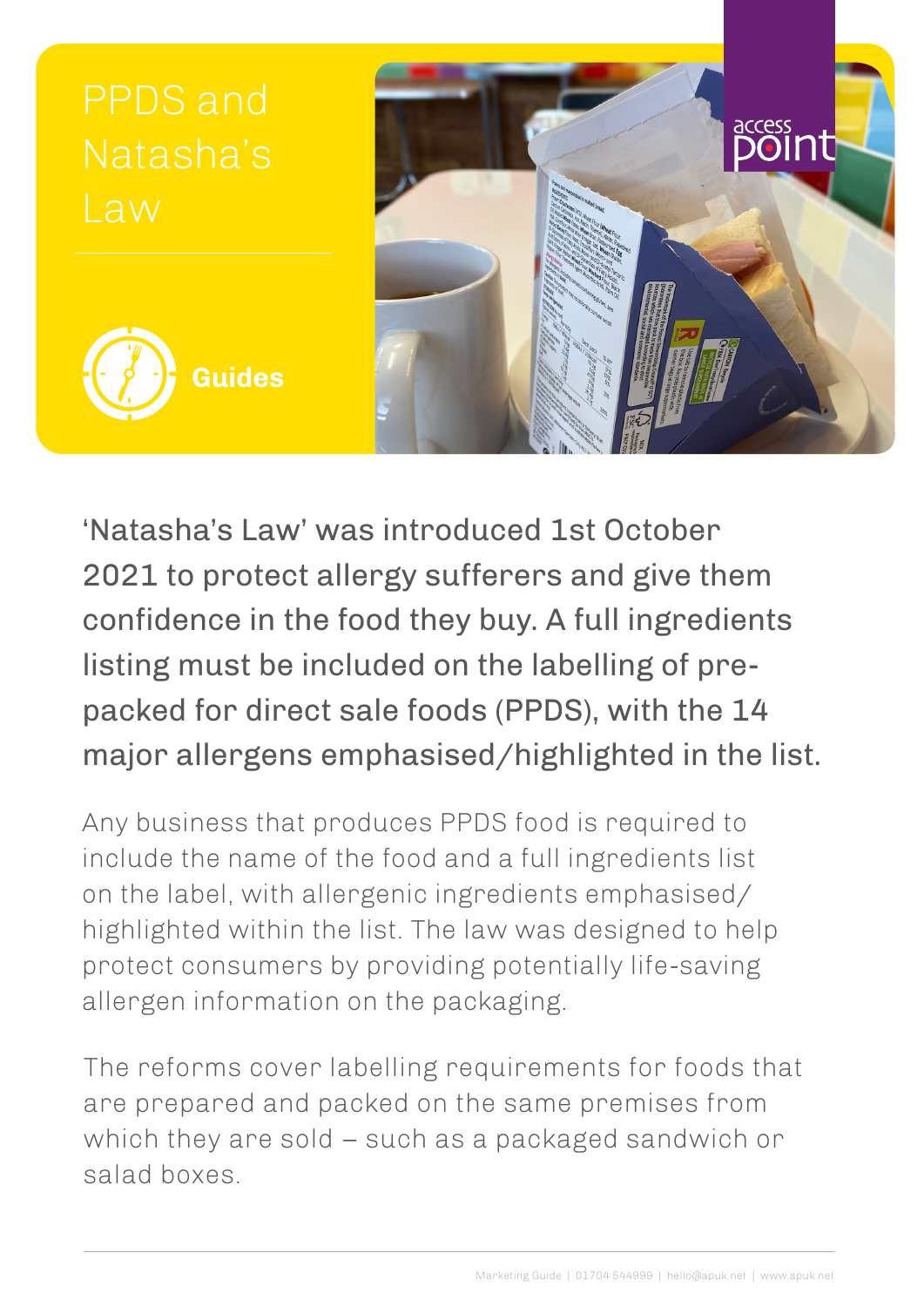# PPDS and Natasha's Law

**Guides**

'Natasha's Law' was introduced 1st October 2021 to protect allergy sufferers and give them confidence in the food they buy. A full ingredients listing must be included on the labelling of pre-packed for direct sale foods (PPDS), with the 14 major allergens emphasised/highlighted in the list.

Any business that produces PPDS food is required to include the name of the food and a full ingredients list on the label, with allergenic ingredients emphasised/highlighted within the list. The law was designed to help protect consumers by providing potentially life-saving allergen information on the packaging.

The reforms cover labelling requirements for foods that are prepared and packed on the same premises from which they are sold – such as a packaged sandwich or salad boxes.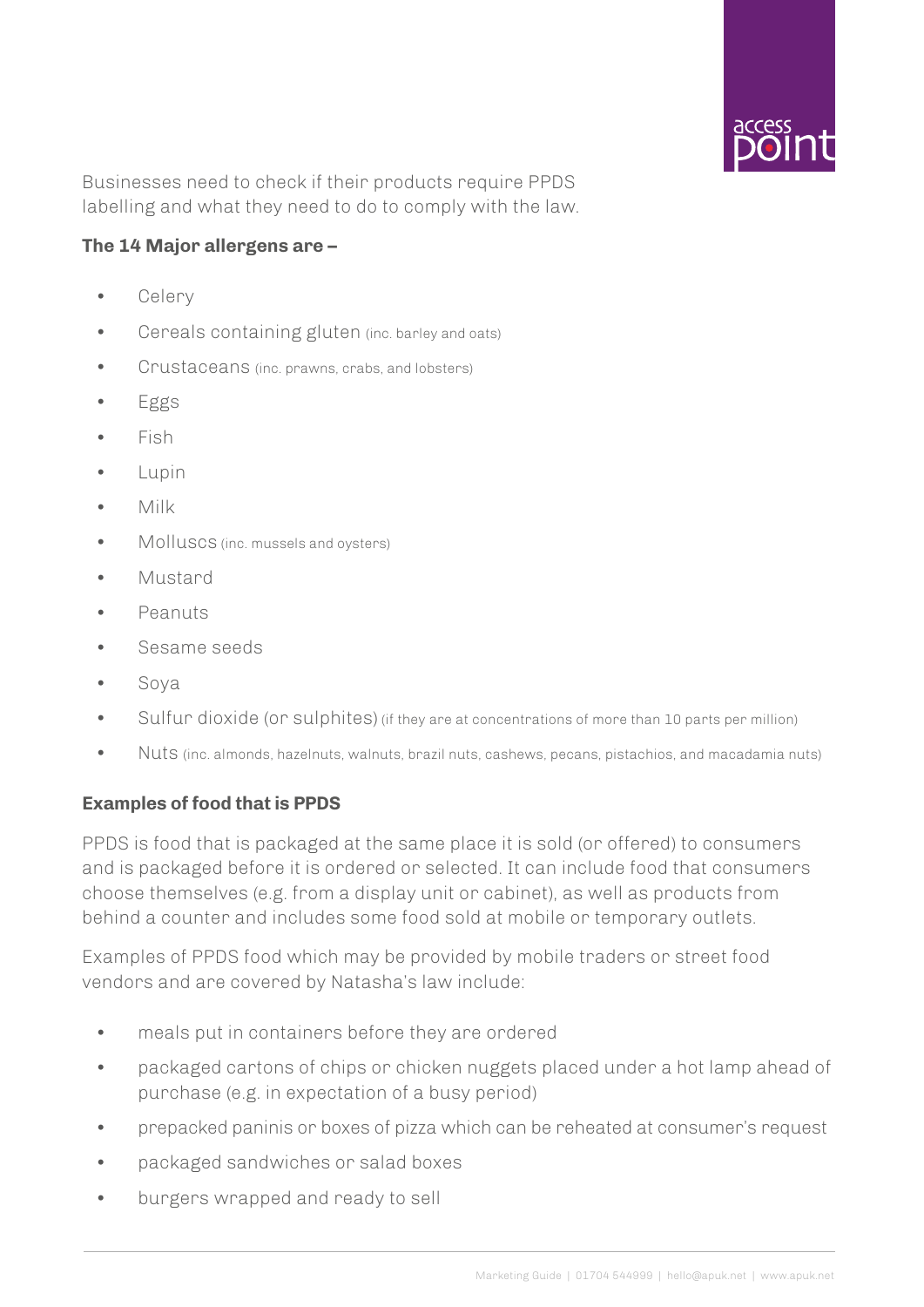Businesses need to check if their products require PPDS labelling and what they need to do to comply with the law.

**The 14 Major allergens are –**

- Celery
- Cereals containing gluten (inc. barley and oats)
- Crustaceans (inc. prawns, crabs, and lobsters)
- Eggs
- Fish
- Lupin
- Milk
- Molluscs (inc. mussels and oysters)
- Mustard
- Peanuts
- Sesame seeds
- Soya
- Sulfur dioxide (or sulphites) (if they are at concentrations of more than 10 parts per million)
- Nuts (inc. almonds, hazelnuts, walnuts, brazil nuts, cashews, pecans, pistachios, and macadamia nuts)

**Examples of food that is PPDS**

PPDS is food that is packaged at the same place it is sold (or offered) to consumers and is packaged before it is ordered or selected. It can include food that consumers choose themselves (e.g. from a display unit or cabinet), as well as products from behind a counter and includes some food sold at mobile or temporary outlets.

Examples of PPDS food which may be provided by mobile traders or street food vendors and are covered by Natasha's law include:

- meals put in containers before they are ordered
- packaged cartons of chips or chicken nuggets placed under a hot lamp ahead of purchase (e.g. in expectation of a busy period)
- prepacked paninis or boxes of pizza which can be reheated at consumer's request
- packaged sandwiches or salad boxes
- burgers wrapped and ready to sell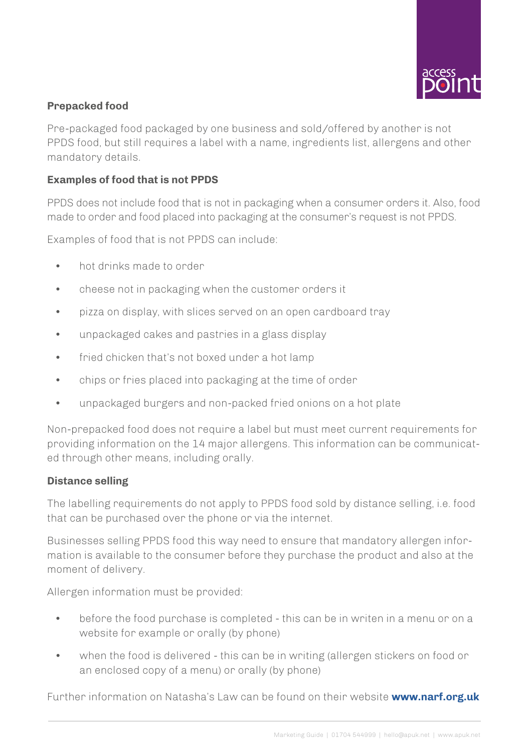**Prepacked food**

Pre-packaged food packaged by one business and sold/offered by another is not PPDS food, but still requires a label with a name, ingredients list, allergens and other mandatory details.

**Examples of food that is not PPDS**

PPDS does not include food that is not in packaging when a consumer orders it. Also, food made to order and food placed into packaging at the consumer's request is not PPDS.

Examples of food that is not PPDS can include:

- hot drinks made to order
- cheese not in packaging when the customer orders it
- pizza on display, with slices served on an open cardboard tray
- unpackaged cakes and pastries in a glass display
- fried chicken that's not boxed under a hot lamp
- chips or fries placed into packaging at the time of order
- unpackaged burgers and non-packed fried onions on a hot plate

Non-prepacked food does not require a label but must meet current requirements for providing information on the 14 major allergens. This information can be communicated through other means, including orally.

**Distance selling**

The labelling requirements do not apply to PPDS food sold by distance selling, i.e. food that can be purchased over the phone or via the internet.

Businesses selling PPDS food this way need to ensure that mandatory allergen information is available to the consumer before they purchase the product and also at the moment of delivery.

Allergen information must be provided:

- before the food purchase is completed - this can be in writen in a menu or on a website for example or orally (by phone)
- when the food is delivered - this can be in writing (allergen stickers on food or an enclosed copy of a menu) or orally (by phone)

Further information on Natasha's Law can be found on their website **www.narf.org.uk**